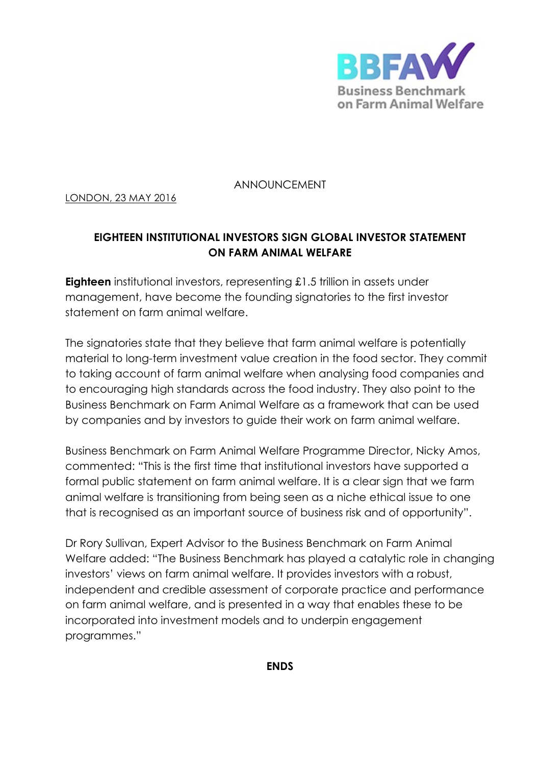BBFAW
Business Benchmark on Farm Animal Welfare

ANNOUNCEMENT

LONDON, 23 MAY 2016

## EIGHTEEN INSTITUTIONAL INVESTORS SIGN GLOBAL INVESTOR STATEMENT ON FARM ANIMAL WELFARE

**Eighteen** institutional investors, representing £1.5 trillion in assets under management, have become the founding signatories to the first investor statement on farm animal welfare.

The signatories state that they believe that farm animal welfare is potentially material to long-term investment value creation in the food sector. They commit to taking account of farm animal welfare when analysing food companies and to encouraging high standards across the food industry. They also point to the Business Benchmark on Farm Animal Welfare as a framework that can be used by companies and by investors to guide their work on farm animal welfare.

Business Benchmark on Farm Animal Welfare Programme Director, Nicky Amos, commented: "This is the first time that institutional investors have supported a formal public statement on farm animal welfare. It is a clear sign that we farm animal welfare is transitioning from being seen as a niche ethical issue to one that is recognised as an important source of business risk and of opportunity".

Dr Rory Sullivan, Expert Advisor to the Business Benchmark on Farm Animal Welfare added: "The Business Benchmark has played a catalytic role in changing investors' views on farm animal welfare. It provides investors with a robust, independent and credible assessment of corporate practice and performance on farm animal welfare, and is presented in a way that enables these to be incorporated into investment models and to underpin engagement programmes."

**ENDS**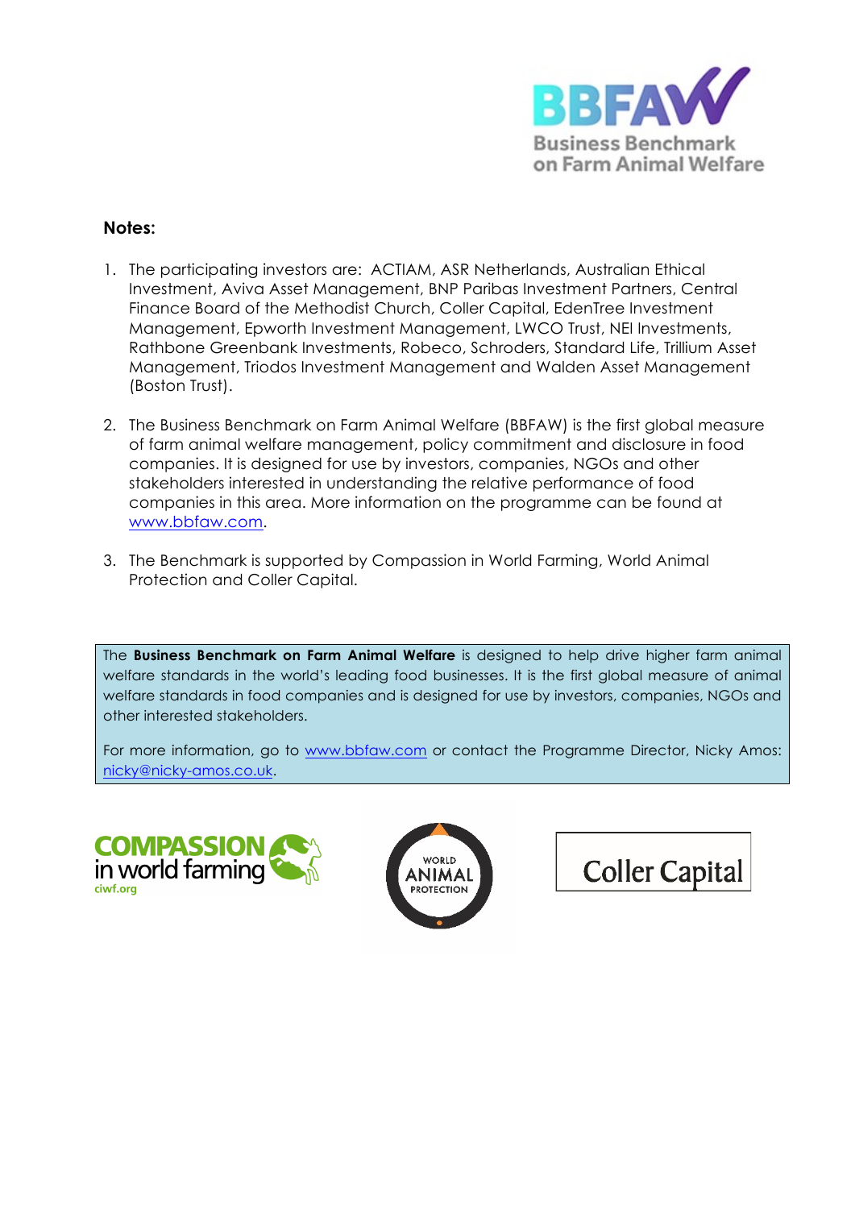**Notes:**

1. The participating investors are: ACTIAM, ASR Netherlands, Australian Ethical Investment, Aviva Asset Management, BNP Paribas Investment Partners, Central Finance Board of the Methodist Church, Coller Capital, EdenTree Investment Management, Epworth Investment Management, LWCO Trust, NEI Investments, Rathbone Greenbank Investments, Robeco, Schroders, Standard Life, Trillium Asset Management, Triodos Investment Management and Walden Asset Management (Boston Trust).

2. The Business Benchmark on Farm Animal Welfare (BBFAW) is the first global measure of farm animal welfare management, policy commitment and disclosure in food companies. It is designed for use by investors, companies, NGOs and other stakeholders interested in understanding the relative performance of food companies in this area. More information on the programme can be found at www.bbfaw.com.

3. The Benchmark is supported by Compassion in World Farming, World Animal Protection and Coller Capital.

The **Business Benchmark on Farm Animal Welfare** is designed to help drive higher farm animal welfare standards in the world's leading food businesses. It is the first global measure of animal welfare standards in food companies and is designed for use by investors, companies, NGOs and other interested stakeholders.

For more information, go to www.bbfaw.com or contact the Programme Director, Nicky Amos: nicky@nicky-amos.co.uk.